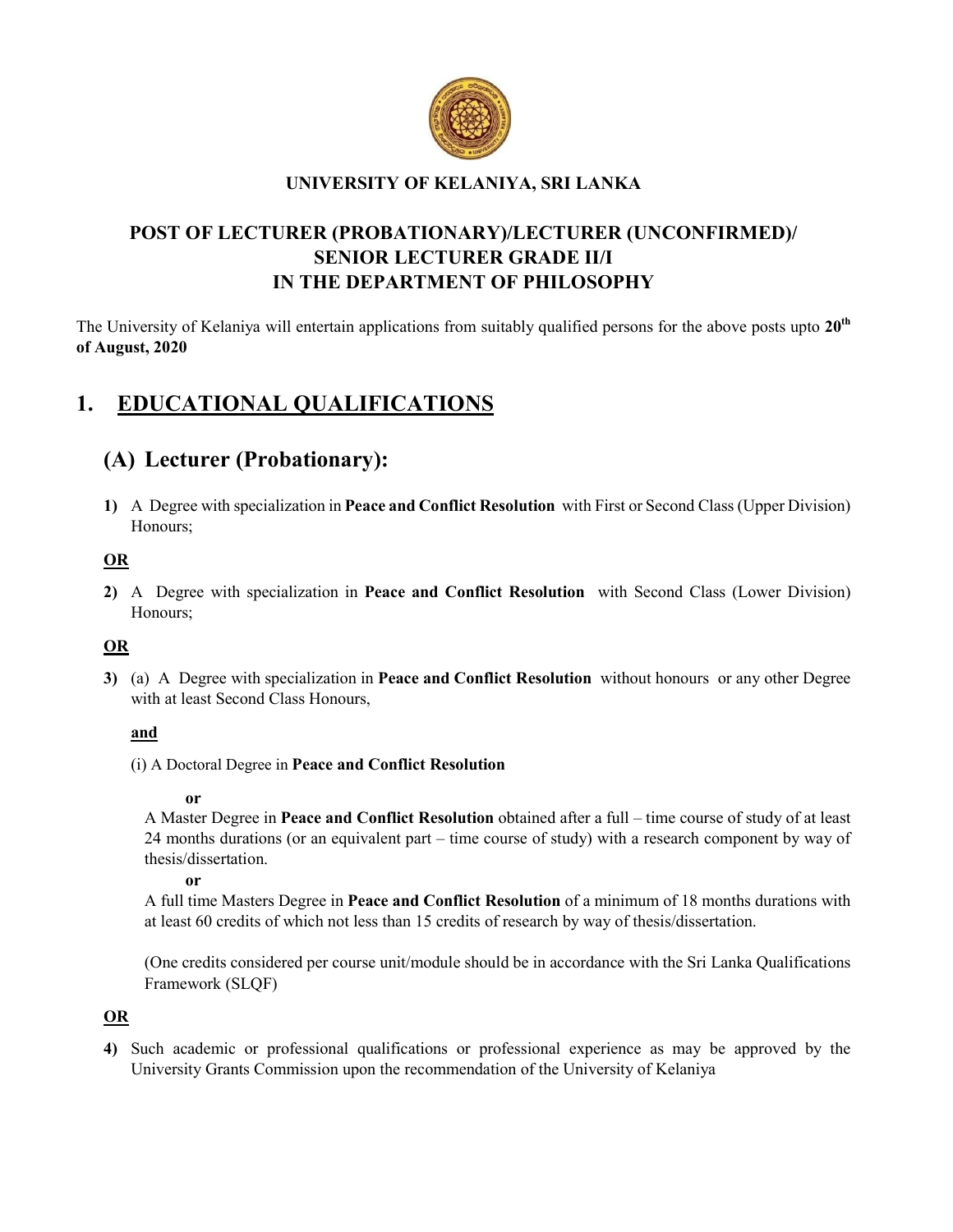**UNIVERSITY OF KELANIYA, SRI LANKA**

# POST OF LECTURER (PROBATIONARY)/LECTURER (UNCONFIRMED)/ SENIOR LECTURER GRADE II/I IN THE DEPARTMENT OF PHILOSOPHY

The University of Kelaniya will entertain applications from suitably qualified persons for the above posts upto **20th of August, 2020**

## 1. EDUCATIONAL QUALIFICATIONS

### (A) Lecturer (Probationary):

**1)** A Degree with specialization in **Peace and Conflict Resolution** with First or Second Class (Upper Division) Honours;

**OR**

**2)** A Degree with specialization in **Peace and Conflict Resolution** with Second Class (Lower Division) Honours;

**OR**

**3)** (a) A Degree with specialization in **Peace and Conflict Resolution** without honours or any other Degree with at least Second Class Honours,

**and**

(i) A Doctoral Degree in **Peace and Conflict Resolution**

**or**

A Master Degree in **Peace and Conflict Resolution** obtained after a full – time course of study of at least 24 months durations (or an equivalent part – time course of study) with a research component by way of thesis/dissertation.

**or**

A full time Masters Degree in **Peace and Conflict Resolution** of a minimum of 18 months durations with at least 60 credits of which not less than 15 credits of research by way of thesis/dissertation.

(One credits considered per course unit/module should be in accordance with the Sri Lanka Qualifications Framework (SLQF)

**OR**

**4)** Such academic or professional qualifications or professional experience as may be approved by the University Grants Commission upon the recommendation of the University of Kelaniya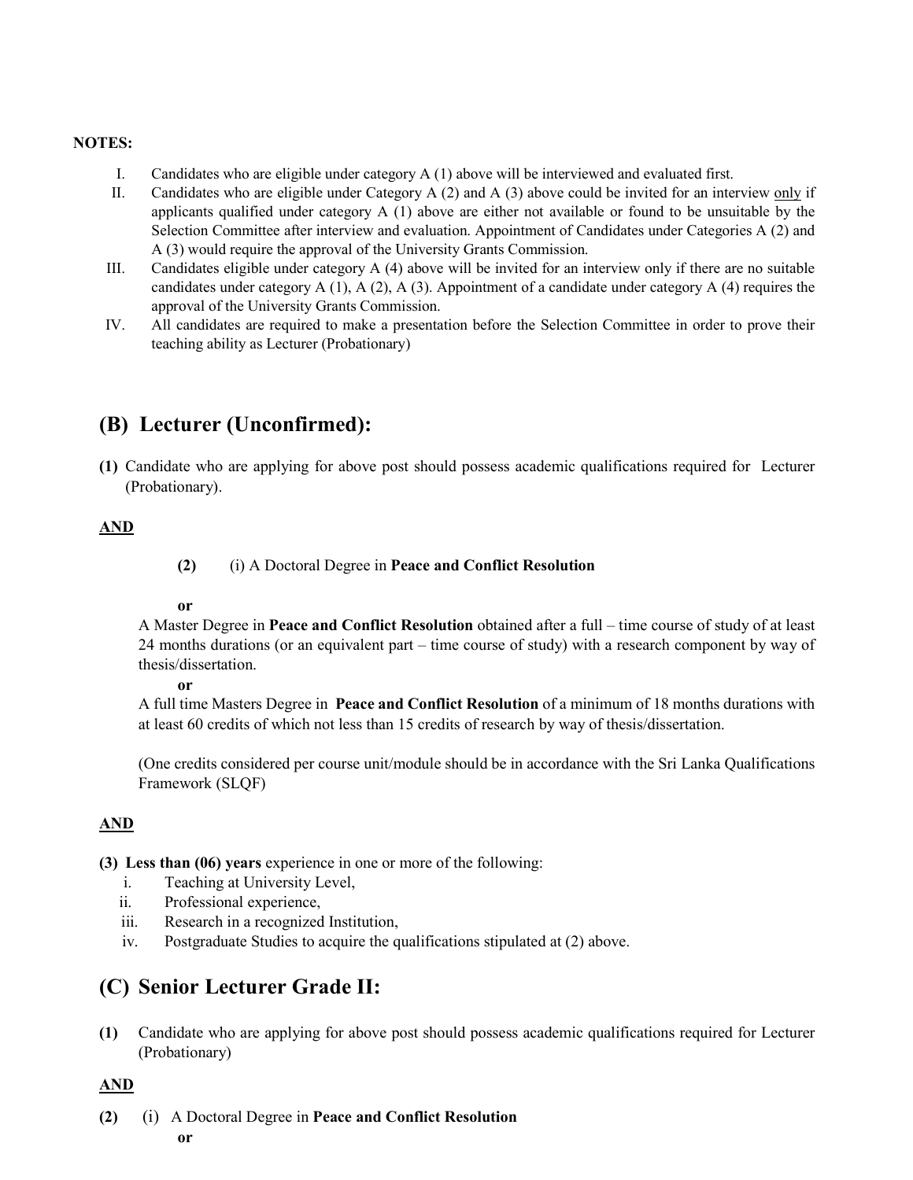**NOTES:**

I. Candidates who are eligible under category A (1) above will be interviewed and evaluated first.

II. Candidates who are eligible under Category A (2) and A (3) above could be invited for an interview only if applicants qualified under category A (1) above are either not available or found to be unsuitable by the Selection Committee after interview and evaluation. Appointment of Candidates under Categories A (2) and A (3) would require the approval of the University Grants Commission.

III. Candidates eligible under category A (4) above will be invited for an interview only if there are no suitable candidates under category A (1), A (2), A (3). Appointment of a candidate under category A (4) requires the approval of the University Grants Commission.

IV. All candidates are required to make a presentation before the Selection Committee in order to prove their teaching ability as Lecturer (Probationary)

## (B) Lecturer (Unconfirmed):

**(1)** Candidate who are applying for above post should possess academic qualifications required for Lecturer (Probationary).

**AND**

**(2)** (i) A Doctoral Degree in **Peace and Conflict Resolution**

**or**

A Master Degree in **Peace and Conflict Resolution** obtained after a full – time course of study of at least 24 months durations (or an equivalent part – time course of study) with a research component by way of thesis/dissertation.

**or**

A full time Masters Degree in **Peace and Conflict Resolution** of a minimum of 18 months durations with at least 60 credits of which not less than 15 credits of research by way of thesis/dissertation.

(One credits considered per course unit/module should be in accordance with the Sri Lanka Qualifications Framework (SLQF)

**AND**

**(3) Less than (06) years** experience in one or more of the following:

i. Teaching at University Level,
ii. Professional experience,
iii. Research in a recognized Institution,
iv. Postgraduate Studies to acquire the qualifications stipulated at (2) above.

## (C) Senior Lecturer Grade II:

**(1)** Candidate who are applying for above post should possess academic qualifications required for Lecturer (Probationary)

**AND**

**(2)** (i) A Doctoral Degree in **Peace and Conflict Resolution**

**or**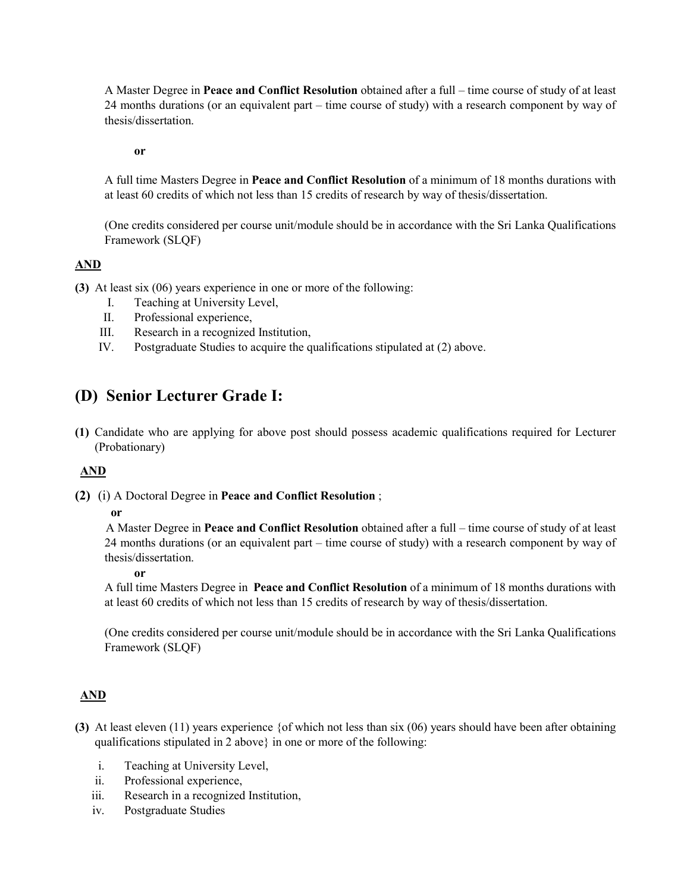A Master Degree in **Peace and Conflict Resolution** obtained after a full – time course of study of at least 24 months durations (or an equivalent part – time course of study) with a research component by way of thesis/dissertation.

**or**

A full time Masters Degree in **Peace and Conflict Resolution** of a minimum of 18 months durations with at least 60 credits of which not less than 15 credits of research by way of thesis/dissertation.

(One credits considered per course unit/module should be in accordance with the Sri Lanka Qualifications Framework (SLQF)

**AND**

**(3)** At least six (06) years experience in one or more of the following:

I. Teaching at University Level,
II. Professional experience,
III. Research in a recognized Institution,
IV. Postgraduate Studies to acquire the qualifications stipulated at (2) above.

## (D) Senior Lecturer Grade I:

**(1)** Candidate who are applying for above post should possess academic qualifications required for Lecturer (Probationary)

**AND**

**(2)** (i) A Doctoral Degree in **Peace and Conflict Resolution** ;

**or**

A Master Degree in **Peace and Conflict Resolution** obtained after a full – time course of study of at least 24 months durations (or an equivalent part – time course of study) with a research component by way of thesis/dissertation.

**or**

A full time Masters Degree in **Peace and Conflict Resolution** of a minimum of 18 months durations with at least 60 credits of which not less than 15 credits of research by way of thesis/dissertation.

(One credits considered per course unit/module should be in accordance with the Sri Lanka Qualifications Framework (SLQF)

**AND**

**(3)** At least eleven (11) years experience {of which not less than six (06) years should have been after obtaining qualifications stipulated in 2 above} in one or more of the following:

i. Teaching at University Level,
ii. Professional experience,
iii. Research in a recognized Institution,
iv. Postgraduate Studies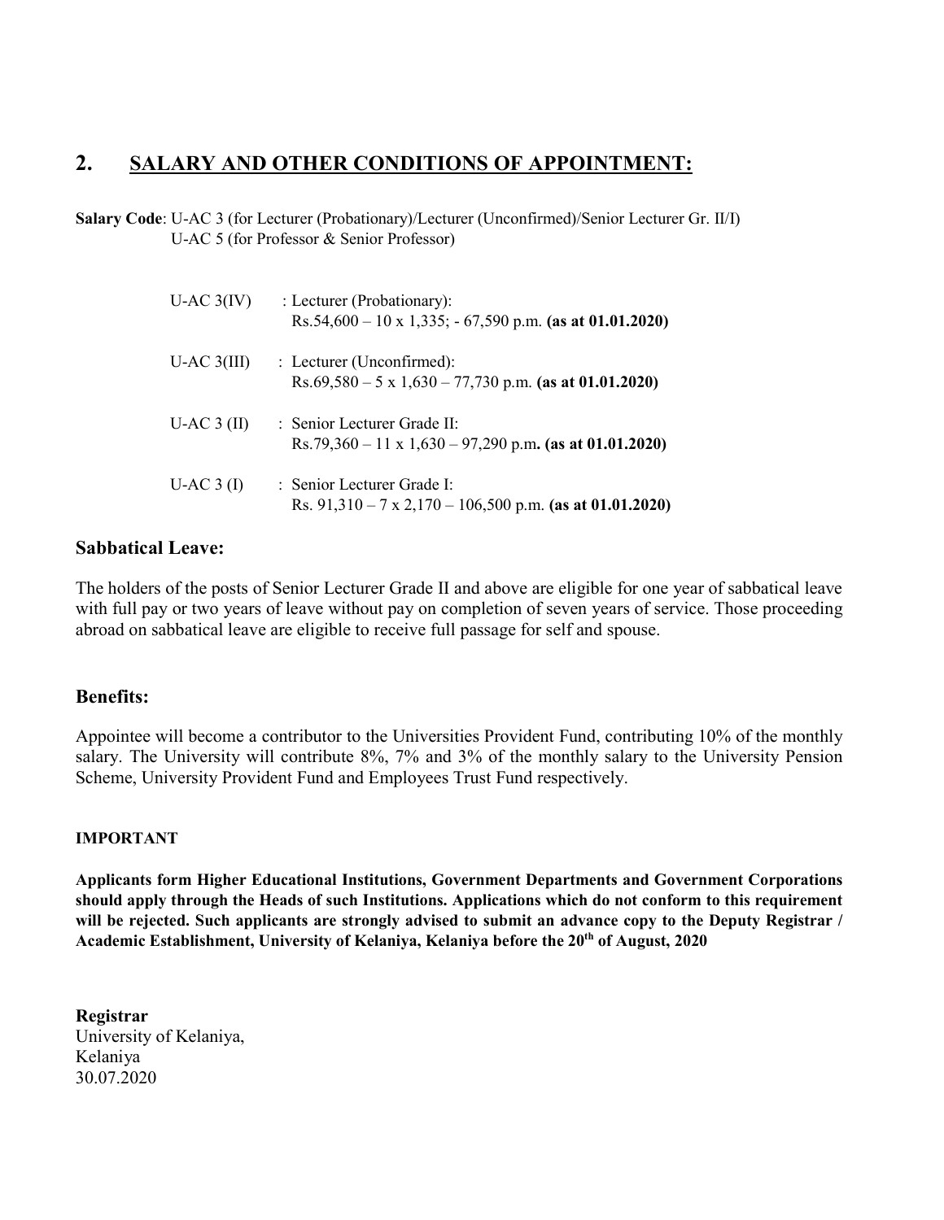## 2. SALARY AND OTHER CONDITIONS OF APPOINTMENT:

**Salary Code**: U-AC 3 (for Lecturer (Probationary)/Lecturer (Unconfirmed)/Senior Lecturer Gr. II/I)
U-AC 5 (for Professor & Senior Professor)

| | |
|---|---|
| U-AC 3(IV) | : Lecturer (Probationary): Rs.54,600 – 10 x 1,335; - 67,590 p.m. **(as at 01.01.2020)** |
| U-AC 3(III) | : Lecturer (Unconfirmed): Rs.69,580 – 5 x 1,630 – 77,730 p.m. **(as at 01.01.2020)** |
| U-AC 3 (II) | : Senior Lecturer Grade II: Rs.79,360 – 11 x 1,630 – 97,290 p.m**. (as at 01.01.2020)** |
| U-AC 3 (I) | : Senior Lecturer Grade I: Rs. 91,310 – 7 x 2,170 – 106,500 p.m. **(as at 01.01.2020)** |

### Sabbatical Leave:

The holders of the posts of Senior Lecturer Grade II and above are eligible for one year of sabbatical leave with full pay or two years of leave without pay on completion of seven years of service. Those proceeding abroad on sabbatical leave are eligible to receive full passage for self and spouse.

### Benefits:

Appointee will become a contributor to the Universities Provident Fund, contributing 10% of the monthly salary. The University will contribute 8%, 7% and 3% of the monthly salary to the University Pension Scheme, University Provident Fund and Employees Trust Fund respectively.

**IMPORTANT**

**Applicants form Higher Educational Institutions, Government Departments and Government Corporations should apply through the Heads of such Institutions. Applications which do not conform to this requirement will be rejected. Such applicants are strongly advised to submit an advance copy to the Deputy Registrar / Academic Establishment, University of Kelaniya, Kelaniya before the 20th of August, 2020**

**Registrar**
University of Kelaniya,
Kelaniya
30.07.2020